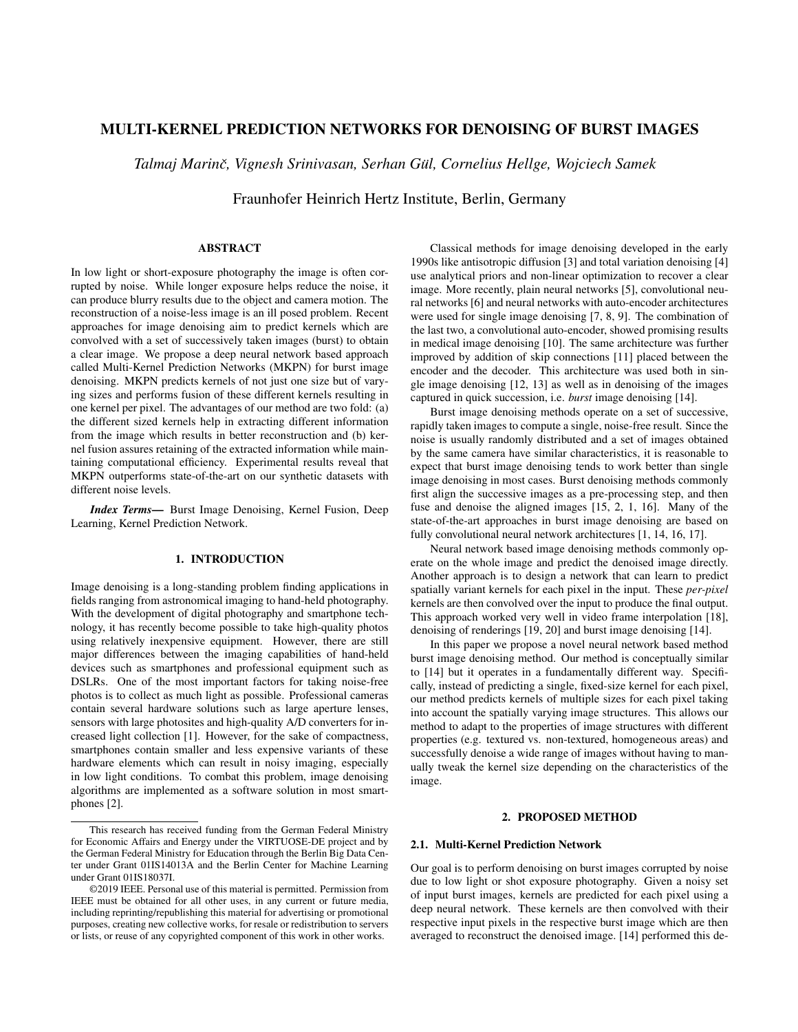# MULTI-KERNEL PREDICTION NETWORKS FOR DENOISING OF BURST IMAGES

*Talmaj Marinč, Vignesh Srinivasan, Serhan Gül, Cornelius Hellge, Wojciech Samek*

Fraunhofer Heinrich Hertz Institute, Berlin, Germany

## ABSTRACT

In low light or short-exposure photography the image is often corrupted by noise. While longer exposure helps reduce the noise, it can produce blurry results due to the object and camera motion. The reconstruction of a noise-less image is an ill posed problem. Recent approaches for image denoising aim to predict kernels which are convolved with a set of successively taken images (burst) to obtain a clear image. We propose a deep neural network based approach called Multi-Kernel Prediction Networks (MKPN) for burst image denoising. MKPN predicts kernels of not just one size but of varying sizes and performs fusion of these different kernels resulting in one kernel per pixel. The advantages of our method are two fold: (a) the different sized kernels help in extracting different information from the image which results in better reconstruction and (b) kernel fusion assures retaining of the extracted information while maintaining computational efficiency. Experimental results reveal that MKPN outperforms state-of-the-art on our synthetic datasets with different noise levels.

***Index Terms*—** Burst Image Denoising, Kernel Fusion, Deep Learning, Kernel Prediction Network.

## 1. INTRODUCTION

Image denoising is a long-standing problem finding applications in fields ranging from astronomical imaging to hand-held photography. With the development of digital photography and smartphone technology, it has recently become possible to take high-quality photos using relatively inexpensive equipment. However, there are still major differences between the imaging capabilities of hand-held devices such as smartphones and professional equipment such as DSLRs. One of the most important factors for taking noise-free photos is to collect as much light as possible. Professional cameras contain several hardware solutions such as large aperture lenses, sensors with large photosites and high-quality A/D converters for increased light collection [1]. However, for the sake of compactness, smartphones contain smaller and less expensive variants of these hardware elements which can result in noisy imaging, especially in low light conditions. To combat this problem, image denoising algorithms are implemented as a software solution in most smartphones [2].

Classical methods for image denoising developed in the early 1990s like antisotropic diffusion [3] and total variation denoising [4] use analytical priors and non-linear optimization to recover a clear image. More recently, plain neural networks [5], convolutional neural networks [6] and neural networks with auto-encoder architectures were used for single image denoising [7, 8, 9]. The combination of the last two, a convolutional auto-encoder, showed promising results in medical image denoising [10]. The same architecture was further improved by addition of skip connections [11] placed between the encoder and the decoder. This architecture was used both in single image denoising [12, 13] as well as in denoising of the images captured in quick succession, i.e. *burst* image denoising [14].

Burst image denoising methods operate on a set of successive, rapidly taken images to compute a single, noise-free result. Since the noise is usually randomly distributed and a set of images obtained by the same camera have similar characteristics, it is reasonable to expect that burst image denoising tends to work better than single image denoising in most cases. Burst denoising methods commonly first align the successive images as a pre-processing step, and then fuse and denoise the aligned images [15, 2, 1, 16]. Many of the state-of-the-art approaches in burst image denoising are based on fully convolutional neural network architectures [1, 14, 16, 17].

Neural network based image denoising methods commonly operate on the whole image and predict the denoised image directly. Another approach is to design a network that can learn to predict spatially variant kernels for each pixel in the input. These *per-pixel* kernels are then convolved over the input to produce the final output. This approach worked very well in video frame interpolation [18], denoising of renderings [19, 20] and burst image denoising [14].

In this paper we propose a novel neural network based method burst image denoising method. Our method is conceptually similar to [14] but it operates in a fundamentally different way. Specifically, instead of predicting a single, fixed-size kernel for each pixel, our method predicts kernels of multiple sizes for each pixel taking into account the spatially varying image structures. This allows our method to adapt to the properties of image structures with different properties (e.g. textured vs. non-textured, homogeneous areas) and successfully denoise a wide range of images without having to manually tweak the kernel size depending on the characteristics of the image.

## 2. PROPOSED METHOD

### 2.1. Multi-Kernel Prediction Network

Our goal is to perform denoising on burst images corrupted by noise due to low light or shot exposure photography. Given a noisy set of input burst images, kernels are predicted for each pixel using a deep neural network. These kernels are then convolved with their respective input pixels in the respective burst image which are then averaged to reconstruct the denoised image. [14] performed this de-

This research has received funding from the German Federal Ministry for Economic Affairs and Energy under the VIRTUOSE-DE project and by the German Federal Ministry for Education through the Berlin Big Data Center under Grant 01IS14013A and the Berlin Center for Machine Learning under Grant 01IS18037I.

©2019 IEEE. Personal use of this material is permitted. Permission from IEEE must be obtained for all other uses, in any current or future media, including reprinting/republishing this material for advertising or promotional purposes, creating new collective works, for resale or redistribution to servers or lists, or reuse of any copyrighted component of this work in other works.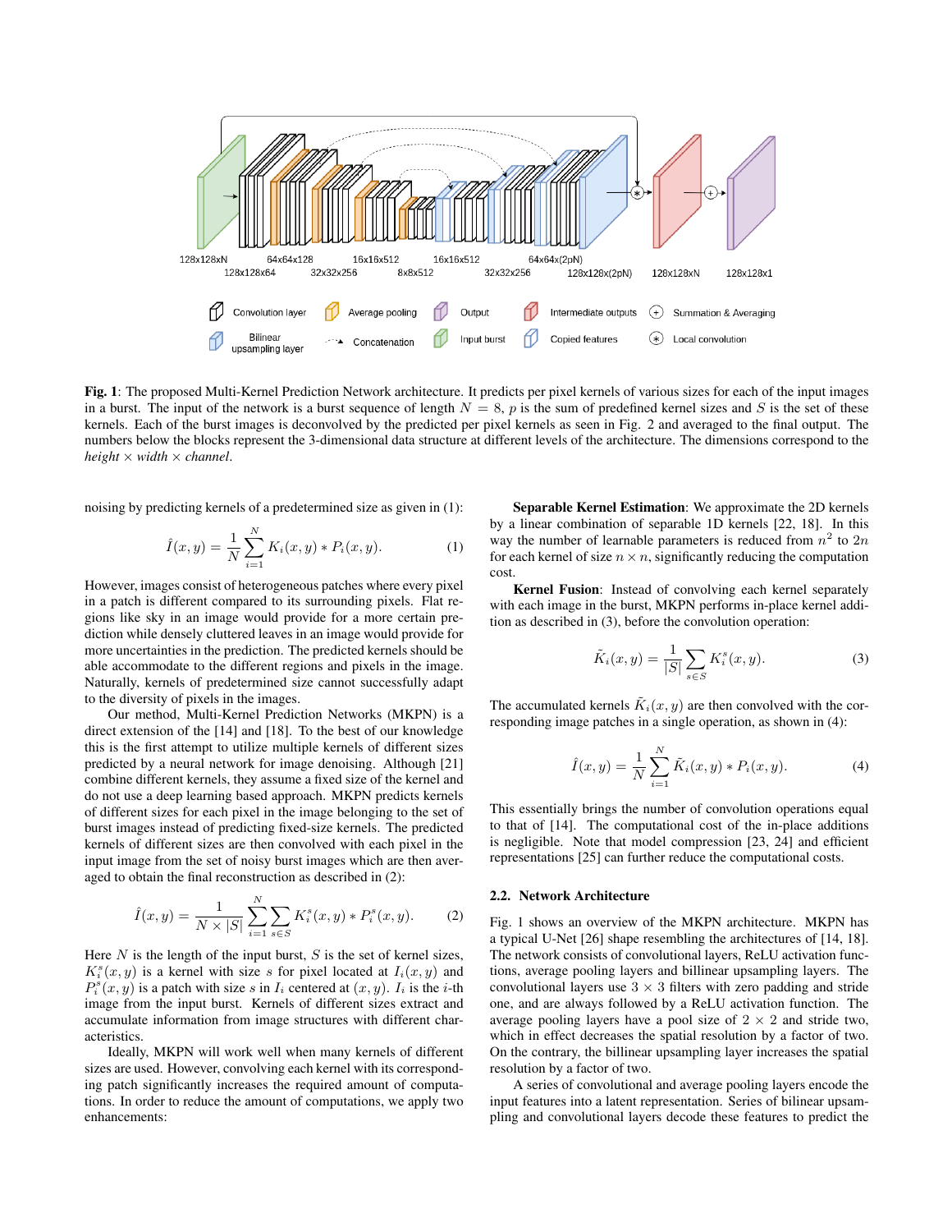**Fig. 1**: The proposed Multi-Kernel Prediction Network architecture. It predicts per pixel kernels of various sizes for each of the input images in a burst. The input of the network is a burst sequence of length $N = 8$, $p$ is the sum of predefined kernel sizes and $S$ is the set of these kernels. Each of the burst images is deconvolved by the predicted per pixel kernels as seen in Fig. 2 and averaged to the final output. The numbers below the blocks represent the 3-dimensional data structure at different levels of the architecture. The dimensions correspond to the *height* × *width* × *channel*.

noising by predicting kernels of a predetermined size as given in (1):

$$\hat{I}(x, y) = \frac{1}{N} \sum_{i=1}^{N} K_i(x, y) * P_i(x, y). \tag{1}$$

However, images consist of heterogeneous patches where every pixel in a patch is different compared to its surrounding pixels. Flat regions like sky in an image would provide for a more certain prediction while densely cluttered leaves in an image would provide for more uncertainties in the prediction. The predicted kernels should be able accommodate to the different regions and pixels in the image. Naturally, kernels of predetermined size cannot successfully adapt to the diversity of pixels in the images.

Our method, Multi-Kernel Prediction Networks (MKPN) is a direct extension of the [14] and [18]. To the best of our knowledge this is the first attempt to utilize multiple kernels of different sizes predicted by a neural network for image denoising. Although [21] combine different kernels, they assume a fixed size of the kernel and do not use a deep learning based approach. MKPN predicts kernels of different sizes for each pixel in the image belonging to the set of burst images instead of predicting fixed-size kernels. The predicted kernels of different sizes are then convolved with each pixel in the input image from the set of noisy burst images which are then averaged to obtain the final reconstruction as described in (2):

$$\hat{I}(x, y) = \frac{1}{N \times |S|} \sum_{i=1}^{N} \sum_{s \in S} K_i^s(x, y) * P_i^s(x, y). \tag{2}$$

Here $N$ is the length of the input burst, $S$ is the set of kernel sizes, $K_i^s(x, y)$ is a kernel with size $s$ for pixel located at $I_i(x, y)$ and $P_i^s(x, y)$ is a patch with size $s$ in $I_i$ centered at $(x, y)$. $I_i$ is the $i$-th image from the input burst. Kernels of different sizes extract and accumulate information from image structures with different characteristics.

Ideally, MKPN will work well when many kernels of different sizes are used. However, convolving each kernel with its corresponding patch significantly increases the required amount of computations. In order to reduce the amount of computations, we apply two enhancements:

**Separable Kernel Estimation**: We approximate the 2D kernels by a linear combination of separable 1D kernels [22, 18]. In this way the number of learnable parameters is reduced from $n^2$ to $2n$ for each kernel of size $n \times n$, significantly reducing the computation cost.

**Kernel Fusion**: Instead of convolving each kernel separately with each image in the burst, MKPN performs in-place kernel addition as described in (3), before the convolution operation:

$$\tilde{K}_i(x, y) = \frac{1}{|S|} \sum_{s \in S} K_i^s(x, y). \tag{3}$$

The accumulated kernels $\tilde{K}_i(x, y)$ are then convolved with the corresponding image patches in a single operation, as shown in (4):

$$\hat{I}(x, y) = \frac{1}{N} \sum_{i=1}^{N} \tilde{K}_i(x, y) * P_i(x, y). \tag{4}$$

This essentially brings the number of convolution operations equal to that of [14]. The computational cost of the in-place additions is negligible. Note that model compression [23, 24] and efficient representations [25] can further reduce the computational costs.

### 2.2. Network Architecture

Fig. 1 shows an overview of the MKPN architecture. MKPN has a typical U-Net [26] shape resembling the architectures of [14, 18]. The network consists of convolutional layers, ReLU activation functions, average pooling layers and bilinear upsampling layers. The convolutional layers use $3 \times 3$ filters with zero padding and stride one, and are always followed by a ReLU activation function. The average pooling layers have a pool size of $2 \times 2$ and stride two, which in effect decreases the spatial resolution by a factor of two. On the contrary, the billinear upsampling layer increases the spatial resolution by a factor of two.

A series of convolutional and average pooling layers encode the input features into a latent representation. Series of bilinear upsampling and convolutional layers decode these features to predict the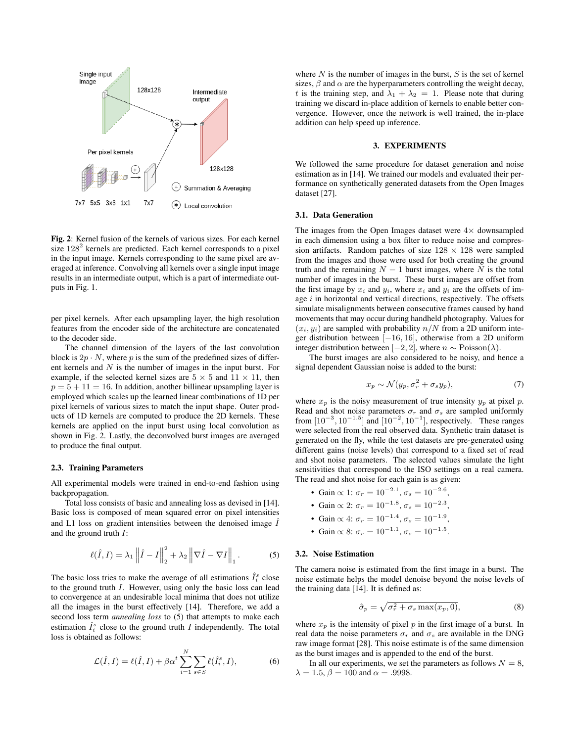**Fig. 2**: Kernel fusion of the kernels of various sizes. For each kernel size $128^2$ kernels are predicted. Each kernel corresponds to a pixel in the input image. Kernels corresponding to the same pixel are averaged at inference. Convolving all kernels over a single input image results in an intermediate output, which is a part of intermediate outputs in Fig. 1.

per pixel kernels. After each upsampling layer, the high resolution features from the encoder side of the architecture are concatenated to the decoder side.

The channel dimension of the layers of the last convolution block is $2p \cdot N$, where $p$ is the sum of the predefined sizes of different kernels and $N$ is the number of images in the input burst. For example, if the selected kernel sizes are $5 \times 5$ and $11 \times 11$, then $p = 5 + 11 = 16$. In addition, another bilinear upsampling layer is employed which scales up the learned linear combinations of 1D per pixel kernels of various sizes to match the input shape. Outer products of 1D kernels are computed to produce the 2D kernels. These kernels are applied on the input burst using local convolution as shown in Fig. 2. Lastly, the deconvolved burst images are averaged to produce the final output.

### 2.3. Training Parameters

All experimental models were trained in end-to-end fashion using backpropagation.

Total loss consists of basic and annealing loss as devised in [14]. Basic loss is composed of mean squared error on pixel intensities and L1 loss on gradient intensities between the denoised image $\hat{I}$ and the ground truth $I$:

$$\ell(\hat{I}, I) = \lambda_1 \left\| \hat{I} - I \right\|_2^2 + \lambda_2 \left\| \nabla \hat{I} - \nabla I \right\|_1 . \tag{5}$$

The basic loss tries to make the average of all estimations $\hat{I}_i^s$ close to the ground truth $I$. However, using only the basic loss can lead to convergence at an undesirable local minima that does not utilize all the images in the burst effectively [14]. Therefore, we add a second loss term *annealing loss* to (5) that attempts to make each estimation $\hat{I}_i^s$ close to the ground truth $I$ independently. The total loss is obtained as follows:

$$\mathcal{L}(\hat{I}, I) = \ell(\hat{I}, I) + \beta \alpha^t \sum_{i=1}^{N} \sum_{s \in S} \ell(\hat{I}_i^s, I), \tag{6}$$

where $N$ is the number of images in the burst, $S$ is the set of kernel sizes, $\beta$ and $\alpha$ are the hyperparameters controlling the weight decay, $t$ is the training step, and $\lambda_1 + \lambda_2 = 1$. Please note that during training we discard in-place addition of kernels to enable better convergence. However, once the network is well trained, the in-place addition can help speed up inference.

## 3. EXPERIMENTS

We followed the same procedure for dataset generation and noise estimation as in [14]. We trained our models and evaluated their performance on synthetically generated datasets from the Open Images dataset [27].

### 3.1. Data Generation

The images from the Open Images dataset were $4\times$ downsampled in each dimension using a box filter to reduce noise and compression artifacts. Random patches of size $128 \times 128$ were sampled from the images and those were used for both creating the ground truth and the remaining $N - 1$ burst images, where $N$ is the total number of images in the burst. These burst images are offset from the first image by $x_i$ and $y_i$, where $x_i$ and $y_i$ are the offsets of image $i$ in horizontal and vertical directions, respectively. The offsets simulate misalignments between consecutive frames caused by hand movements that may occur during handheld photography. Values for $(x_i, y_i)$ are sampled with probability $n/N$ from a 2D uniform integer distribution between $[-16, 16]$, otherwise from a 2D uniform integer distribution between $[-2, 2]$, where $n \sim \text{Poisson}(\lambda)$.

The burst images are also considered to be noisy, and hence a signal dependent Gaussian noise is added to the burst:

$$x_p \sim \mathcal{N}(y_p, \sigma_r^2 + \sigma_s y_p), \tag{7}$$

where $x_p$ is the noisy measurement of true intensity $y_p$ at pixel $p$. Read and shot noise parameters $\sigma_r$ and $\sigma_s$ are sampled uniformly from $[10^{-3}, 10^{-1.5}]$ and $[10^{-2}, 10^{-1}]$, respectively. These ranges were selected from the real observed data. Synthetic train dataset is generated on the fly, while the test datasets are pre-generated using different gains (noise levels) that correspond to a fixed set of read and shot noise parameters. The selected values simulate the light sensitivities that correspond to the ISO settings on a real camera. The read and shot noise for each gain is as given:

- Gain $\propto$ 1: $\sigma_r = 10^{-2.1}$, $\sigma_s = 10^{-2.6}$,
- Gain $\propto$ 2: $\sigma_r = 10^{-1.8}$, $\sigma_s = 10^{-2.3}$,
- Gain $\propto$ 4: $\sigma_r = 10^{-1.4}$, $\sigma_s = 10^{-1.9}$,
- Gain $\propto$ 8: $\sigma_r = 10^{-1.1}$, $\sigma_s = 10^{-1.5}$.

### 3.2. Noise Estimation

The camera noise is estimated from the first image in a burst. The noise estimate helps the model denoise beyond the noise levels of the training data [14]. It is defined as:

$$\hat{\sigma}_p = \sqrt{\sigma_r^2 + \sigma_s \max(x_p, 0)}, \tag{8}$$

where $x_p$ is the intensity of pixel $p$ in the first image of a burst. In real data the noise parameters $\sigma_r$ and $\sigma_s$ are available in the DNG raw image format [28]. This noise estimate is of the same dimension as the burst images and is appended to the end of the burst.

In all our experiments, we set the parameters as follows $N = 8$, $\lambda = 1.5$, $\beta = 100$ and $\alpha = .9998$.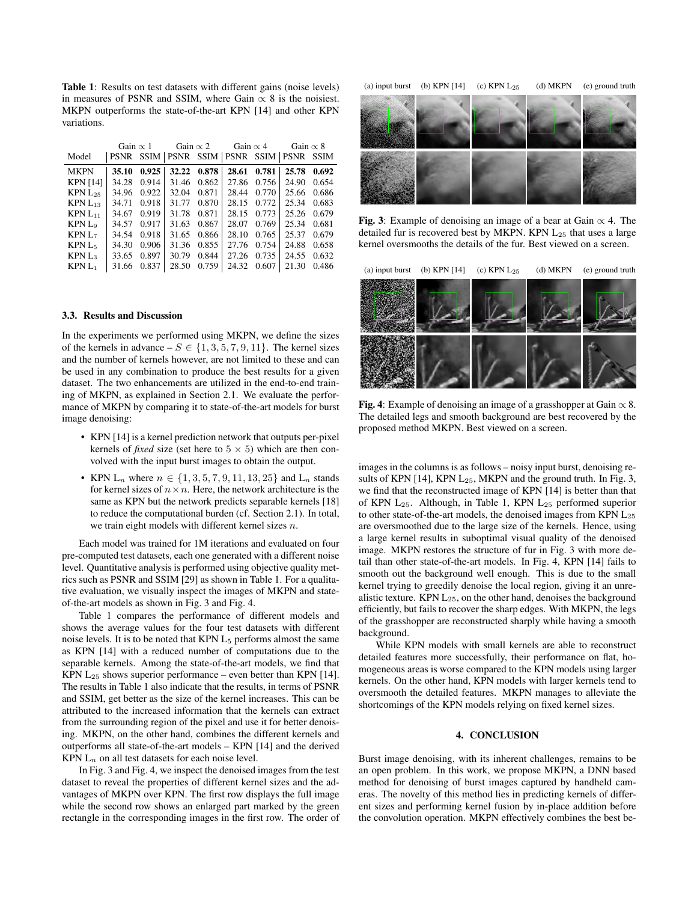**Table 1**: Results on test datasets with different gains (noise levels) in measures of PSNR and SSIM, where Gain $\propto$ 8 is the noisiest. MKPN outperforms the state-of-the-art KPN [14] and other KPN variations.

| Model | Gain $\propto$ 1 | | Gain $\propto$ 2 | | Gain $\propto$ 4 | | Gain $\propto$ 8 | |
|---|---|---|---|---|---|---|---|---|
| | PSNR | SSIM | PSNR | SSIM | PSNR | SSIM | PSNR | SSIM |
| MKPN | **35.10** | **0.925** | **32.22** | **0.878** | **28.61** | **0.781** | **25.78** | **0.692** |
| KPN [14] | 34.28 | 0.914 | 31.46 | 0.862 | 27.86 | 0.756 | 24.90 | 0.654 |
| KPN $L_{25}$ | 34.96 | 0.922 | 32.04 | 0.871 | 28.44 | 0.770 | 25.66 | 0.686 |
| KPN $L_{13}$ | 34.71 | 0.918 | 31.77 | 0.870 | 28.15 | 0.772 | 25.34 | 0.683 |
| KPN $L_{11}$ | 34.67 | 0.919 | 31.78 | 0.871 | 28.15 | 0.773 | 25.26 | 0.679 |
| KPN $L_9$ | 34.57 | 0.917 | 31.63 | 0.867 | 28.07 | 0.769 | 25.34 | 0.681 |
| KPN $L_7$ | 34.54 | 0.918 | 31.65 | 0.866 | 28.10 | 0.765 | 25.37 | 0.679 |
| KPN $L_5$ | 34.30 | 0.906 | 31.36 | 0.855 | 27.76 | 0.754 | 24.88 | 0.658 |
| KPN $L_3$ | 33.65 | 0.897 | 30.79 | 0.844 | 27.26 | 0.735 | 24.55 | 0.632 |
| KPN $L_1$ | 31.66 | 0.837 | 28.50 | 0.759 | 24.32 | 0.607 | 21.30 | 0.486 |

### 3.3. Results and Discussion

In the experiments we performed using MKPN, we define the sizes of the kernels in advance – $S \in \{1, 3, 5, 7, 9, 11\}$. The kernel sizes and the number of kernels however, are not limited to these and can be used in any combination to produce the best results for a given dataset. The two enhancements are utilized in the end-to-end training of MKPN, as explained in Section 2.1. We evaluate the performance of MKPN by comparing it to state-of-the-art models for burst image denoising:

- KPN [14] is a kernel prediction network that outputs per-pixel kernels of *fixed* size (set here to $5 \times 5$) which are then convolved with the input burst images to obtain the output.
- KPN $L_n$ where $n \in \{1, 3, 5, 7, 9, 11, 13, 25\}$ and $L_n$ stands for kernel sizes of $n \times n$. Here, the network architecture is the same as KPN but the network predicts separable kernels [18] to reduce the computational burden (cf. Section 2.1). In total, we train eight models with different kernel sizes $n$.

Each model was trained for 1M iterations and evaluated on four pre-computed test datasets, each one generated with a different noise level. Quantitative analysis is performed using objective quality metrics such as PSNR and SSIM [29] as shown in Table 1. For a qualitative evaluation, we visually inspect the images of MKPN and state-of-the-art models as shown in Fig. 3 and Fig. 4.

Table 1 compares the performance of different models and shows the average values for the four test datasets with different noise levels. It is to be noted that KPN $L_5$ performs almost the same as KPN [14] with a reduced number of computations due to the separable kernels. Among the state-of-the-art models, we find that KPN $L_{25}$ shows superior performance – even better than KPN [14]. The results in Table 1 also indicate that the results, in terms of PSNR and SSIM, get better as the size of the kernel increases. This can be attributed to the increased information that the kernels can extract from the surrounding region of the pixel and use it for better denoising. MKPN, on the other hand, combines the different kernels and outperforms all state-of-the-art models – KPN [14] and the derived KPN $L_n$ on all test datasets for each noise level.

In Fig. 3 and Fig. 4, we inspect the denoised images from the test dataset to reveal the properties of different kernel sizes and the advantages of MKPN over KPN. The first row displays the full image while the second row shows an enlarged part marked by the green rectangle in the corresponding images in the first row. The order of images in the columns is as follows – noisy input burst, denoising results of KPN [14], KPN $L_{25}$, MKPN and the ground truth. In Fig. 3, we find that the reconstructed image of KPN [14] is better than that of KPN $L_{25}$. Although, in Table 1, KPN $L_{25}$ performed superior to other state-of-the-art models, the denoised images from KPN $L_{25}$ are oversmoothed due to the large size of the kernels. Hence, using a large kernel results in suboptimal visual quality of the denoised image. MKPN restores the structure of fur in Fig. 3 with more detail than other state-of-the-art models. In Fig. 4, KPN [14] fails to smooth out the background well enough. This is due to the small kernel trying to greedily denoise the local region, giving it an unrealistic texture. KPN $L_{25}$, on the other hand, denoises the background efficiently, but fails to recover the sharp edges. With MKPN, the legs of the grasshopper are reconstructed sharply while having a smooth background.

While KPN models with small kernels are able to reconstruct detailed features more successfully, their performance on flat, homogeneous areas is worse compared to the KPN models using larger kernels. On the other hand, KPN models with larger kernels tend to oversmooth the detailed features. MKPN manages to alleviate the shortcomings of the KPN models relying on fixed kernel sizes.

(a) input burst (b) KPN [14] (c) KPN $L_{25}$ (d) MKPN (e) ground truth

**Fig. 3**: Example of denoising an image of a bear at Gain $\propto$ 4. The detailed fur is recovered best by MKPN. KPN $L_{25}$ that uses a large kernel oversmooths the details of the fur. Best viewed on a screen.

(a) input burst (b) KPN [14] (c) KPN $L_{25}$ (d) MKPN (e) ground truth

**Fig. 4**: Example of denoising an image of a grasshopper at Gain $\propto$ 8. The detailed legs and smooth background are best recovered by the proposed method MKPN. Best viewed on a screen.

## 4. CONCLUSION

Burst image denoising, with its inherent challenges, remains to be an open problem. In this work, we propose MKPN, a DNN based method for denoising of burst images captured by handheld cameras. The novelty of this method lies in predicting kernels of different sizes and performing kernel fusion by in-place addition before the convolution operation. MKPN effectively combines the best be-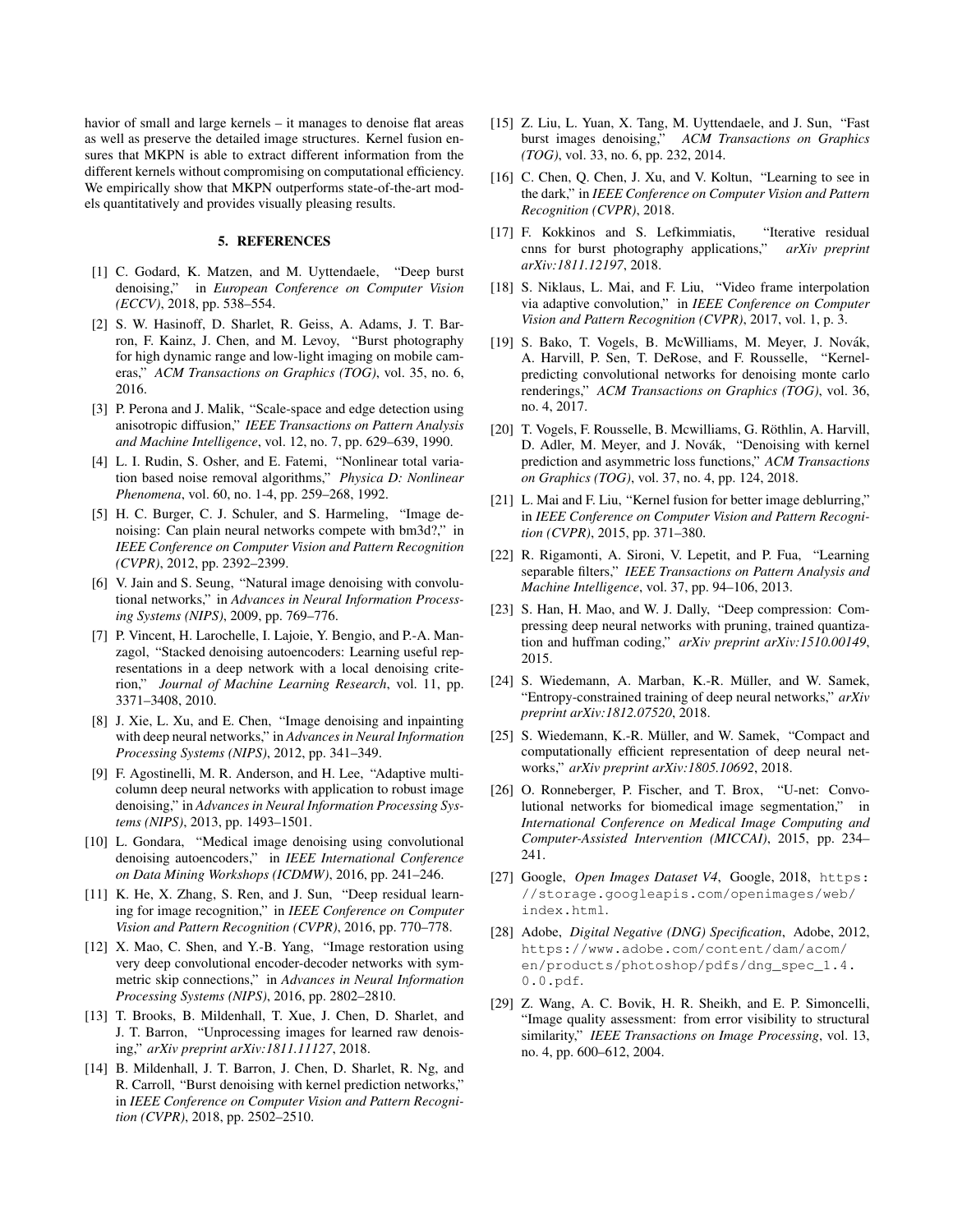havior of small and large kernels – it manages to denoise flat areas as well as preserve the detailed image structures. Kernel fusion ensures that MKPN is able to extract different information from the different kernels without compromising on computational efficiency. We empirically show that MKPN outperforms state-of-the-art models quantitatively and provides visually pleasing results.

## 5. REFERENCES

[1] C. Godard, K. Matzen, and M. Uyttendaele, "Deep burst denoising," in *European Conference on Computer Vision (ECCV)*, 2018, pp. 538–554.

[2] S. W. Hasinoff, D. Sharlet, R. Geiss, A. Adams, J. T. Barron, F. Kainz, J. Chen, and M. Levoy, "Burst photography for high dynamic range and low-light imaging on mobile cameras," *ACM Transactions on Graphics (TOG)*, vol. 35, no. 6, 2016.

[3] P. Perona and J. Malik, "Scale-space and edge detection using anisotropic diffusion," *IEEE Transactions on Pattern Analysis and Machine Intelligence*, vol. 12, no. 7, pp. 629–639, 1990.

[4] L. I. Rudin, S. Osher, and E. Fatemi, "Nonlinear total variation based noise removal algorithms," *Physica D: Nonlinear Phenomena*, vol. 60, no. 1-4, pp. 259–268, 1992.

[5] H. C. Burger, C. J. Schuler, and S. Harmeling, "Image denoising: Can plain neural networks compete with bm3d?," in *IEEE Conference on Computer Vision and Pattern Recognition (CVPR)*, 2012, pp. 2392–2399.

[6] V. Jain and S. Seung, "Natural image denoising with convolutional networks," in *Advances in Neural Information Processing Systems (NIPS)*, 2009, pp. 769–776.

[7] P. Vincent, H. Larochelle, I. Lajoie, Y. Bengio, and P.-A. Manzagol, "Stacked denoising autoencoders: Learning useful representations in a deep network with a local denoising criterion," *Journal of Machine Learning Research*, vol. 11, pp. 3371–3408, 2010.

[8] J. Xie, L. Xu, and E. Chen, "Image denoising and inpainting with deep neural networks," in *Advances in Neural Information Processing Systems (NIPS)*, 2012, pp. 341–349.

[9] F. Agostinelli, M. R. Anderson, and H. Lee, "Adaptive multi-column deep neural networks with application to robust image denoising," in *Advances in Neural Information Processing Systems (NIPS)*, 2013, pp. 1493–1501.

[10] L. Gondara, "Medical image denoising using convolutional denoising autoencoders," in *IEEE International Conference on Data Mining Workshops (ICDMW)*, 2016, pp. 241–246.

[11] K. He, X. Zhang, S. Ren, and J. Sun, "Deep residual learning for image recognition," in *IEEE Conference on Computer Vision and Pattern Recognition (CVPR)*, 2016, pp. 770–778.

[12] X. Mao, C. Shen, and Y.-B. Yang, "Image restoration using very deep convolutional encoder-decoder networks with symmetric skip connections," in *Advances in Neural Information Processing Systems (NIPS)*, 2016, pp. 2802–2810.

[13] T. Brooks, B. Mildenhall, T. Xue, J. Chen, D. Sharlet, and J. T. Barron, "Unprocessing images for learned raw denoising," *arXiv preprint arXiv:1811.11127*, 2018.

[14] B. Mildenhall, J. T. Barron, J. Chen, D. Sharlet, R. Ng, and R. Carroll, "Burst denoising with kernel prediction networks," in *IEEE Conference on Computer Vision and Pattern Recognition (CVPR)*, 2018, pp. 2502–2510.

[15] Z. Liu, L. Yuan, X. Tang, M. Uyttendaele, and J. Sun, "Fast burst images denoising," *ACM Transactions on Graphics (TOG)*, vol. 33, no. 6, pp. 232, 2014.

[16] C. Chen, Q. Chen, J. Xu, and V. Koltun, "Learning to see in the dark," in *IEEE Conference on Computer Vision and Pattern Recognition (CVPR)*, 2018.

[17] F. Kokkinos and S. Lefkimmiatis, "Iterative residual cnns for burst photography applications," *arXiv preprint arXiv:1811.12197*, 2018.

[18] S. Niklaus, L. Mai, and F. Liu, "Video frame interpolation via adaptive convolution," in *IEEE Conference on Computer Vision and Pattern Recognition (CVPR)*, 2017, vol. 1, p. 3.

[19] S. Bako, T. Vogels, B. McWilliams, M. Meyer, J. Novák, A. Harvill, P. Sen, T. DeRose, and F. Rousselle, "Kernel-predicting convolutional networks for denoising monte carlo renderings," *ACM Transactions on Graphics (TOG)*, vol. 36, no. 4, 2017.

[20] T. Vogels, F. Rousselle, B. Mcwilliams, G. Röthlin, A. Harvill, D. Adler, M. Meyer, and J. Novák, "Denoising with kernel prediction and asymmetric loss functions," *ACM Transactions on Graphics (TOG)*, vol. 37, no. 4, pp. 124, 2018.

[21] L. Mai and F. Liu, "Kernel fusion for better image deblurring," in *IEEE Conference on Computer Vision and Pattern Recognition (CVPR)*, 2015, pp. 371–380.

[22] R. Rigamonti, A. Sironi, V. Lepetit, and P. Fua, "Learning separable filters," *IEEE Transactions on Pattern Analysis and Machine Intelligence*, vol. 37, pp. 94–106, 2013.

[23] S. Han, H. Mao, and W. J. Dally, "Deep compression: Compressing deep neural networks with pruning, trained quantization and huffman coding," *arXiv preprint arXiv:1510.00149*, 2015.

[24] S. Wiedemann, A. Marban, K.-R. Müller, and W. Samek, "Entropy-constrained training of deep neural networks," *arXiv preprint arXiv:1812.07520*, 2018.

[25] S. Wiedemann, K.-R. Müller, and W. Samek, "Compact and computationally efficient representation of deep neural networks," *arXiv preprint arXiv:1805.10692*, 2018.

[26] O. Ronneberger, P. Fischer, and T. Brox, "U-net: Convolutional networks for biomedical image segmentation," in *International Conference on Medical Image Computing and Computer-Assisted Intervention (MICCAI)*, 2015, pp. 234–241.

[27] Google, *Open Images Dataset V4*, Google, 2018, `https://storage.googleapis.com/openimages/web/index.html`.

[28] Adobe, *Digital Negative (DNG) Specification*, Adobe, 2012, `https://www.adobe.com/content/dam/acom/en/products/photoshop/pdfs/dng_spec_1.4.0.0.pdf`.

[29] Z. Wang, A. C. Bovik, H. R. Sheikh, and E. P. Simoncelli, "Image quality assessment: from error visibility to structural similarity," *IEEE Transactions on Image Processing*, vol. 13, no. 4, pp. 600–612, 2004.